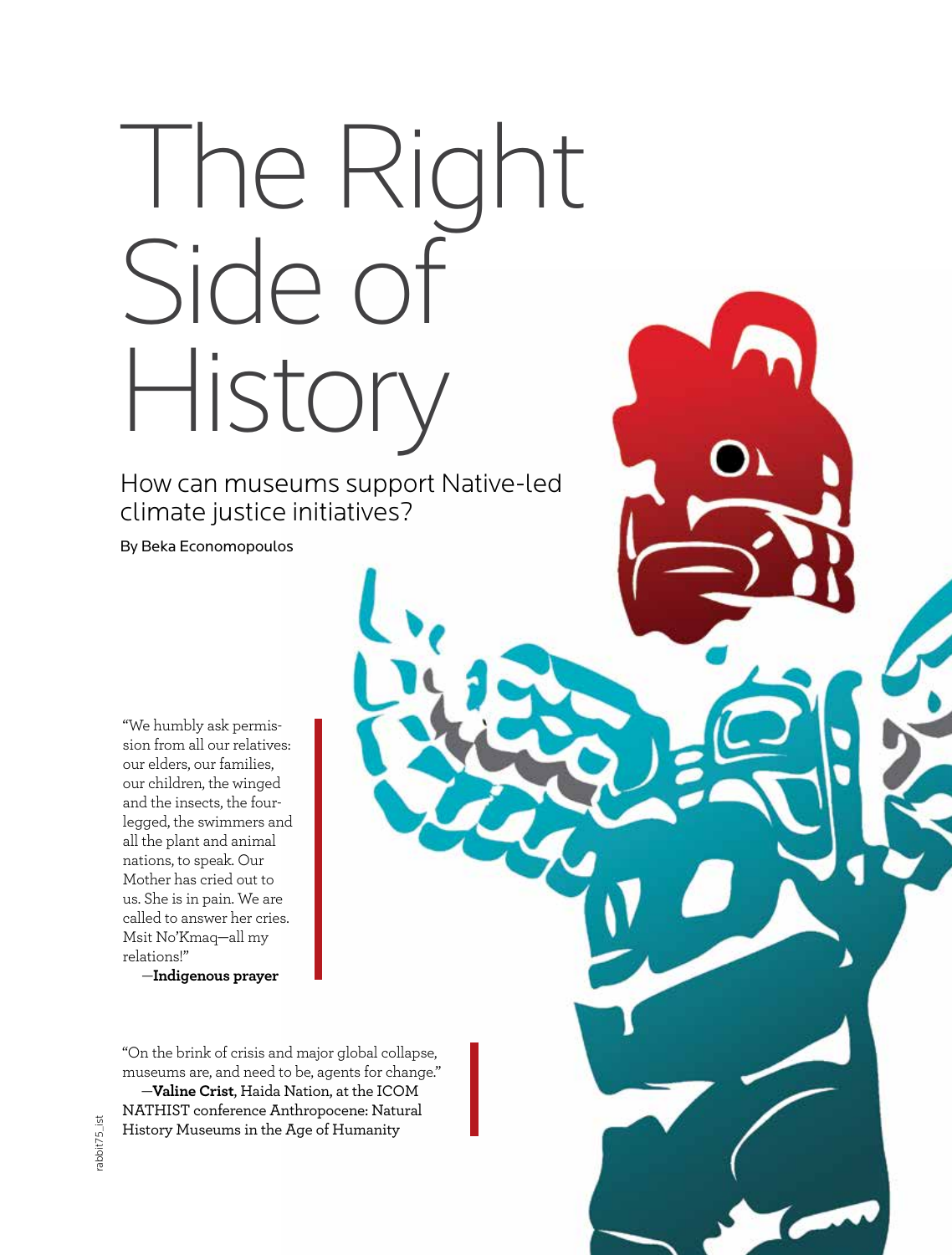# The Right Side of History

## How can museums support Native-led climate justice initiatives?

By Beka Economopoulos

"We humbly ask permission from all our relatives: our elders, our families, our children, the winged and the insects, the four-legged, the swimmers and all the plant and animal nations, to speak. Our Mother has cried out to us. She is in pain. We are called to answer her cries. Msit No'Kmaq—all my relations!"

—**Indigenous prayer**

"On the brink of crisis and major global collapse, museums are, and need to be, agents for change."

—**Valine Crist**, Haida Nation, at the ICOM NATHIST conference Anthropocene: Natural History Museums in the Age of Humanity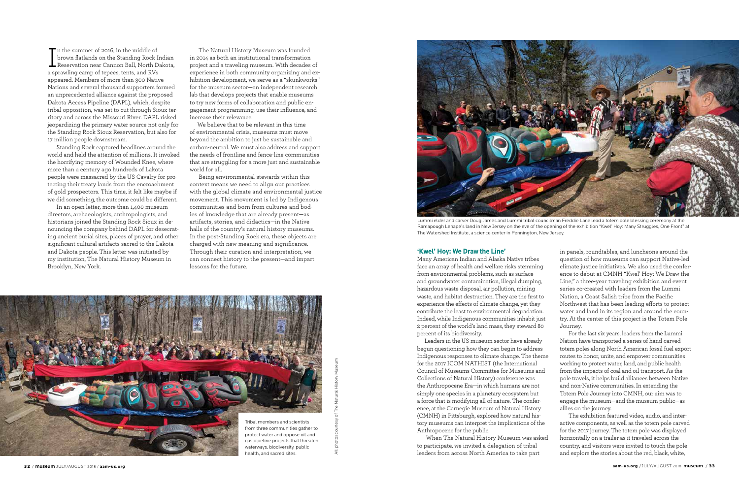In the summer of 2016, in the middle of brown flatlands on the Standing Rock Indian Reservation near Cannon Ball, North Dakota, a sprawling camp of tepees, tents, and RVs appeared. Members of more than 300 Native Nations and several thousand supporters formed an unprecedented alliance against the proposed Dakota Access Pipeline (DAPL), which, despite tribal opposition, was set to cut through Sioux territory and across the Missouri River. DAPL risked jeopardizing the primary water source not only for the Standing Rock Sioux Reservation, but also for 17 million people downstream.

Standing Rock captured headlines around the world and held the attention of millions. It invoked the horrifying memory of Wounded Knee, where more than a century ago hundreds of Lakota people were massacred by the US Cavalry for protecting their treaty lands from the encroachment of gold prospectors. This time, it felt like maybe if we did something, the outcome could be different.

In an open letter, more than 1,400 museum directors, archaeologists, anthropologists, and historians joined the Standing Rock Sioux in denouncing the company behind DAPL for desecrating ancient burial sites, places of prayer, and other significant cultural artifacts sacred to the Lakota and Dakota people. This letter was initiated by my institution, The Natural History Museum in Brooklyn, New York.

The Natural History Museum was founded in 2014 as both an institutional transformation project and a traveling museum. With decades of experience in both community organizing and exhibition development, we serve as a "skunkworks" for the museum sector—an independent research lab that develops projects that enable museums to try new forms of collaboration and public engagement programming, use their influence, and increase their relevance.

We believe that to be relevant in this time of environmental crisis, museums must move beyond the ambition to just be sustainable and carbon-neutral. We must also address and support the needs of frontline and fence-line communities that are struggling for a more just and sustainable world for all.

Being environmental stewards within this context means we need to align our practices with the global climate and environmental justice movement. This movement is led by Indigenous communities and born from cultures and bodies of knowledge that are already present—as artifacts, stories, and didactics—in the Native halls of the country's natural history museums. In the post-Standing Rock era, these objects are charged with new meaning and significance. Through their curation and interpretation, we can connect history to the present—and impart lessons for the future.

Tribal members and scientists from three communities gather to protect water and oppose oil and gas pipeline projects that threaten waterways, biodiversity, public health, and sacred sites.

All photos courtesy of The Natural History Museum

Lummi elder and carver Doug James and Lummi tribal councilman Freddie Lane lead a totem pole blessing ceremony at the Ramapough Lenape's land in New Jersey on the eve of the opening of the exhibition "Kwel' Hoy: Many Struggles, One Front" at The Watershed Institute, a science center in Pennington, New Jersey.

## 'Kwel' Hoy: We Draw the Line'

Many American Indian and Alaska Native tribes face an array of health and welfare risks stemming from environmental problems, such as surface and groundwater contamination, illegal dumping, hazardous waste disposal, air pollution, mining waste, and habitat destruction. They are the first to experience the effects of climate change, yet they contribute the least to environmental degradation. Indeed, while Indigenous communities inhabit just 2 percent of the world's land mass, they steward 80 percent of its biodiversity.

Leaders in the US museum sector have already begun questioning how they can begin to address Indigenous responses to climate change. The theme for the 2017 ICOM NATHIST (the International Council of Museums Committee for Museums and Collections of Natural History) conference was the Anthropocene Era—in which humans are not simply one species in a planetary ecosystem but a force that is modifying all of nature. The conference, at the Carnegie Museum of Natural History (CMNH) in Pittsburgh, explored how natural history museums can interpret the implications of the Anthropocene for the public.

When The Natural History Museum was asked to participate, we invited a delegation of tribal leaders from across North America to take part in panels, roundtables, and luncheons around the question of how museums can support Native-led climate justice initiatives. We also used the conference to debut at CMNH "Kwel' Hoy: We Draw the Line," a three-year traveling exhibition and event series co-created with leaders from the Lummi Nation, a Coast Salish tribe from the Pacific Northwest that has been leading efforts to protect water and land in its region and around the country. At the center of this project is the Totem Pole Journey.

For the last six years, leaders from the Lummi Nation have transported a series of hand-carved totem poles along North American fossil fuel export routes to honor, unite, and empower communities working to protect water, land, and public health from the impacts of coal and oil transport. As the pole travels, it helps build alliances between Native and non-Native communities. In extending the Totem Pole Journey into CMNH, our aim was to engage the museum—and the museum public—as allies on the journey.

The exhibition featured video, audio, and interactive components, as well as the totem pole carved for the 2017 journey. The totem pole was displayed horizontally on a trailer as it traveled across the country, and visitors were invited to touch the pole and explore the stories about the red, black, white,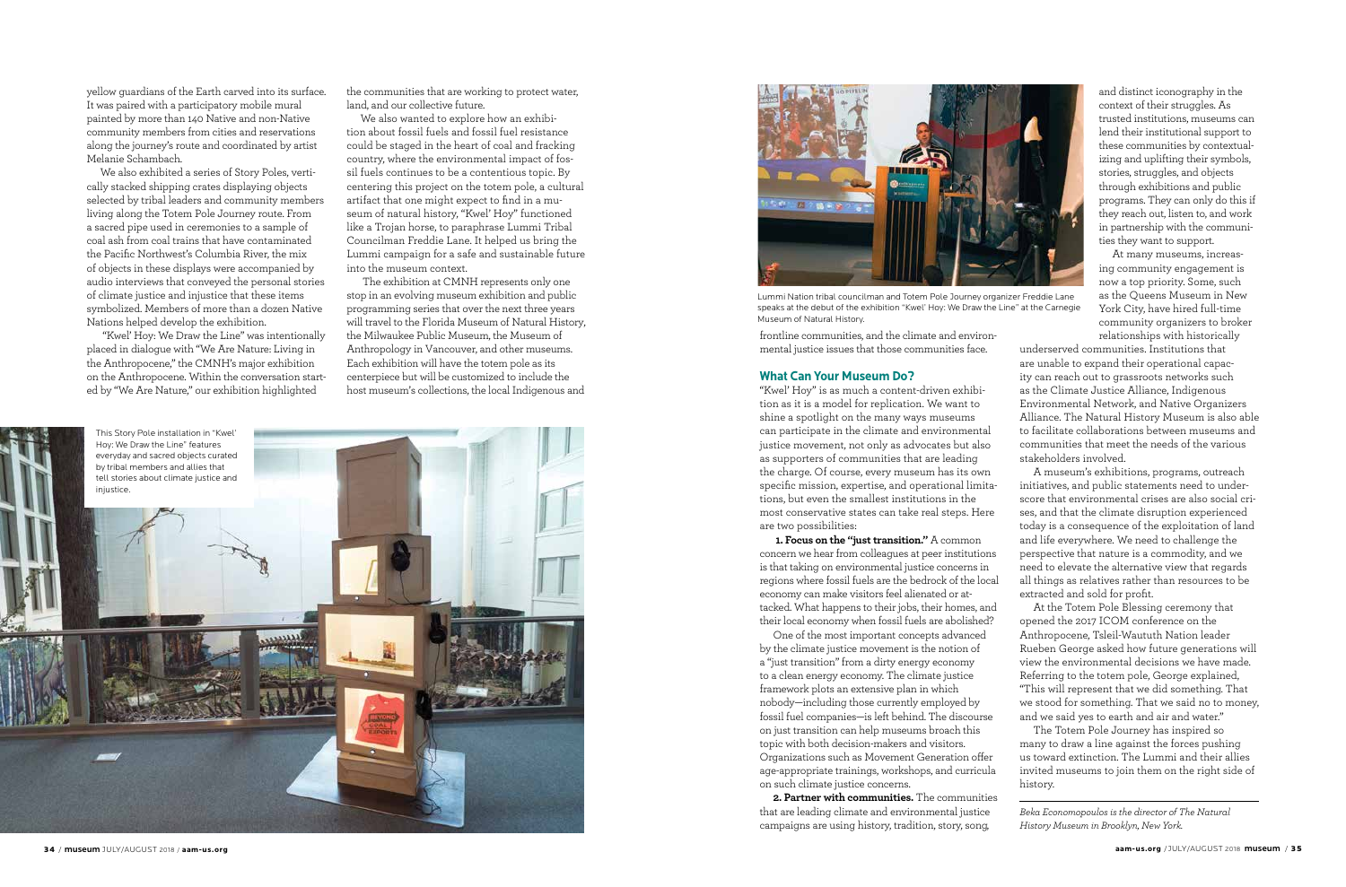yellow guardians of the Earth carved into its surface. It was paired with a participatory mobile mural painted by more than 140 Native and non-Native community members from cities and reservations along the journey's route and coordinated by artist Melanie Schambach.

We also exhibited a series of Story Poles, vertically stacked shipping crates displaying objects selected by tribal leaders and community members living along the Totem Pole Journey route. From a sacred pipe used in ceremonies to a sample of coal ash from coal trains that have contaminated the Pacific Northwest's Columbia River, the mix of objects in these displays were accompanied by audio interviews that conveyed the personal stories of climate justice and injustice that these items symbolized. Members of more than a dozen Native Nations helped develop the exhibition.

"Kwel' Hoy: We Draw the Line" was intentionally placed in dialogue with "We Are Nature: Living in the Anthropocene," the CMNH's major exhibition on the Anthropocene. Within the conversation started by "We Are Nature," our exhibition highlighted the communities that are working to protect water, land, and our collective future.

We also wanted to explore how an exhibition about fossil fuels and fossil fuel resistance could be staged in the heart of coal and fracking country, where the environmental impact of fossil fuels continues to be a contentious topic. By centering this project on the totem pole, a cultural artifact that one might expect to find in a museum of natural history, "Kwel' Hoy" functioned like a Trojan horse, to paraphrase Lummi Tribal Councilman Freddie Lane. It helped us bring the Lummi campaign for a safe and sustainable future into the museum context.

The exhibition at CMNH represents only one stop in an evolving museum exhibition and public programming series that over the next three years will travel to the Florida Museum of Natural History, the Milwaukee Public Museum, the Museum of Anthropology in Vancouver, and other museums. Each exhibition will have the totem pole as its centerpiece but will be customized to include the host museum's collections, the local Indigenous and frontline communities, and the climate and environmental justice issues that those communities face.

This Story Pole installation in "Kwel' Hoy: We Draw the Line" features everyday and sacred objects curated by tribal members and allies that tell stories about climate justice and injustice.

Lummi Nation tribal councilman and Totem Pole Journey organizer Freddie Lane speaks at the debut of the exhibition "Kwel' Hoy: We Draw the Line" at the Carnegie Museum of Natural History.

## What Can Your Museum Do?

"Kwel' Hoy" is as much a content-driven exhibition as it is a model for replication. We want to shine a spotlight on the many ways museums can participate in the climate and environmental justice movement, not only as advocates but also as supporters of communities that are leading the charge. Of course, every museum has its own specific mission, expertise, and operational limitations, but even the smallest institutions in the most conservative states can take real steps. Here are two possibilities:

**1. Focus on the "just transition."** A common concern we hear from colleagues at peer institutions is that taking on environmental justice concerns in regions where fossil fuels are the bedrock of the local economy can make visitors feel alienated or attacked. What happens to their jobs, their homes, and their local economy when fossil fuels are abolished?

One of the most important concepts advanced by the climate justice movement is the notion of a "just transition" from a dirty energy economy to a clean energy economy. The climate justice framework plots an extensive plan in which nobody—including those currently employed by fossil fuel companies—is left behind. The discourse on just transition can help museums broach this topic with both decision-makers and visitors. Organizations such as Movement Generation offer age-appropriate trainings, workshops, and curricula on such climate justice concerns.

**2. Partner with communities.** The communities that are leading climate and environmental justice campaigns are using history, tradition, story, song, and distinct iconography in the context of their struggles. As trusted institutions, museums can lend their institutional support to these communities by contextualizing and uplifting their symbols, stories, struggles, and objects through exhibitions and public programs. They can only do this if they reach out, listen to, and work in partnership with the communities they want to support.

At many museums, increasing community engagement is now a top priority. Some, such as the Queens Museum in New York City, have hired full-time community organizers to broker relationships with historically underserved communities. Institutions that are unable to expand their operational capacity can reach out to grassroots networks such as the Climate Justice Alliance, Indigenous Environmental Network, and Native Organizers Alliance. The Natural History Museum is also able to facilitate collaborations between museums and communities that meet the needs of the various stakeholders involved.

A museum's exhibitions, programs, outreach initiatives, and public statements need to underscore that environmental crises are also social crises, and that the climate disruption experienced today is a consequence of the exploitation of land and life everywhere. We need to challenge the perspective that nature is a commodity, and we need to elevate the alternative view that regards all things as relatives rather than resources to be extracted and sold for profit.

At the Totem Pole Blessing ceremony that opened the 2017 ICOM conference on the Anthropocene, Tsleil-Waututh Nation leader Rueben George asked how future generations will view the environmental decisions we have made. Referring to the totem pole, George explained, "This will represent that we did something. That we stood for something. That we said no to money, and we said yes to earth and air and water."

The Totem Pole Journey has inspired so many to draw a line against the forces pushing us toward extinction. The Lummi and their allies invited museums to join them on the right side of history.

*Beka Economopoulos is the director of The Natural History Museum in Brooklyn, New York.*